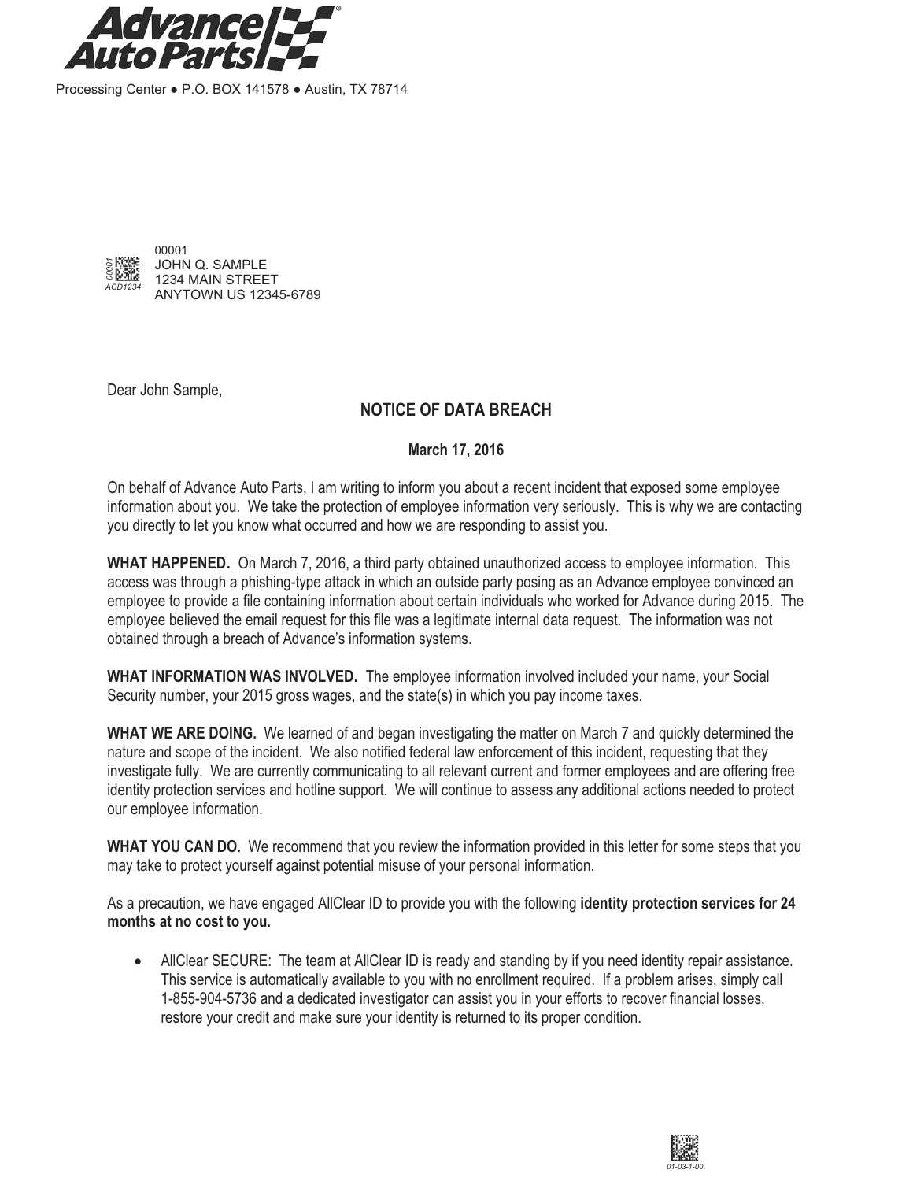Advance Auto Parts

Processing Center ● P.O. BOX 141578 ● Austin, TX 78714

00001
JOHN Q. SAMPLE
1234 MAIN STREET
ANYTOWN US 12345-6789

Dear John Sample,

## NOTICE OF DATA BREACH

**March 17, 2016**

On behalf of Advance Auto Parts, I am writing to inform you about a recent incident that exposed some employee information about you. We take the protection of employee information very seriously. This is why we are contacting you directly to let you know what occurred and how we are responding to assist you.

**WHAT HAPPENED.** On March 7, 2016, a third party obtained unauthorized access to employee information. This access was through a phishing-type attack in which an outside party posing as an Advance employee convinced an employee to provide a file containing information about certain individuals who worked for Advance during 2015. The employee believed the email request for this file was a legitimate internal data request. The information was not obtained through a breach of Advance's information systems.

**WHAT INFORMATION WAS INVOLVED.** The employee information involved included your name, your Social Security number, your 2015 gross wages, and the state(s) in which you pay income taxes.

**WHAT WE ARE DOING.** We learned of and began investigating the matter on March 7 and quickly determined the nature and scope of the incident. We also notified federal law enforcement of this incident, requesting that they investigate fully. We are currently communicating to all relevant current and former employees and are offering free identity protection services and hotline support. We will continue to assess any additional actions needed to protect our employee information.

**WHAT YOU CAN DO.** We recommend that you review the information provided in this letter for some steps that you may take to protect yourself against potential misuse of your personal information.

As a precaution, we have engaged AllClear ID to provide you with the following **identity protection services for 24 months at no cost to you.**

- AllClear SECURE: The team at AllClear ID is ready and standing by if you need identity repair assistance. This service is automatically available to you with no enrollment required. If a problem arises, simply call 1-855-904-5736 and a dedicated investigator can assist you in your efforts to recover financial losses, restore your credit and make sure your identity is returned to its proper condition.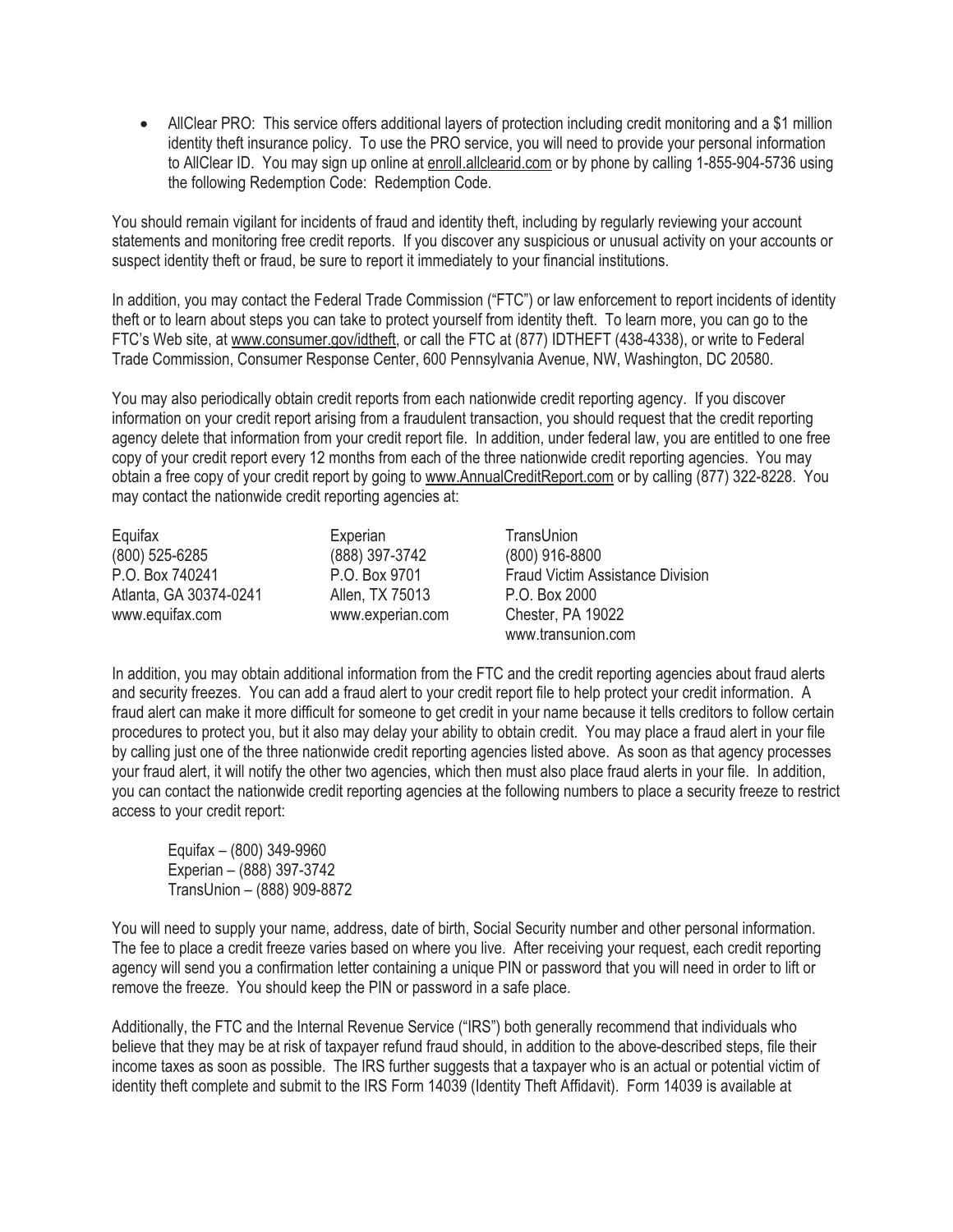- AllClear PRO: This service offers additional layers of protection including credit monitoring and a $1 million identity theft insurance policy. To use the PRO service, you will need to provide your personal information to AllClear ID. You may sign up online at enroll.allclearid.com or by phone by calling 1-855-904-5736 using the following Redemption Code: Redemption Code.

You should remain vigilant for incidents of fraud and identity theft, including by regularly reviewing your account statements and monitoring free credit reports. If you discover any suspicious or unusual activity on your accounts or suspect identity theft or fraud, be sure to report it immediately to your financial institutions.

In addition, you may contact the Federal Trade Commission ("FTC") or law enforcement to report incidents of identity theft or to learn about steps you can take to protect yourself from identity theft. To learn more, you can go to the FTC's Web site, at www.consumer.gov/idtheft, or call the FTC at (877) IDTHEFT (438-4338), or write to Federal Trade Commission, Consumer Response Center, 600 Pennsylvania Avenue, NW, Washington, DC 20580.

You may also periodically obtain credit reports from each nationwide credit reporting agency. If you discover information on your credit report arising from a fraudulent transaction, you should request that the credit reporting agency delete that information from your credit report file. In addition, under federal law, you are entitled to one free copy of your credit report every 12 months from each of the three nationwide credit reporting agencies. You may obtain a free copy of your credit report by going to www.AnnualCreditReport.com or by calling (877) 322-8228. You may contact the nationwide credit reporting agencies at:

| | | |
|---|---|---|
| Equifax | Experian | TransUnion |
| (800) 525-6285 | (888) 397-3742 | (800) 916-8800 |
| P.O. Box 740241 | P.O. Box 9701 | Fraud Victim Assistance Division |
| Atlanta, GA 30374-0241 | Allen, TX 75013 | P.O. Box 2000 |
| www.equifax.com | www.experian.com | Chester, PA 19022 |
| | | www.transunion.com |

In addition, you may obtain additional information from the FTC and the credit reporting agencies about fraud alerts and security freezes. You can add a fraud alert to your credit report file to help protect your credit information. A fraud alert can make it more difficult for someone to get credit in your name because it tells creditors to follow certain procedures to protect you, but it also may delay your ability to obtain credit. You may place a fraud alert in your file by calling just one of the three nationwide credit reporting agencies listed above. As soon as that agency processes your fraud alert, it will notify the other two agencies, which then must also place fraud alerts in your file. In addition, you can contact the nationwide credit reporting agencies at the following numbers to place a security freeze to restrict access to your credit report:

Equifax – (800) 349-9960
Experian – (888) 397-3742
TransUnion – (888) 909-8872

You will need to supply your name, address, date of birth, Social Security number and other personal information. The fee to place a credit freeze varies based on where you live. After receiving your request, each credit reporting agency will send you a confirmation letter containing a unique PIN or password that you will need in order to lift or remove the freeze. You should keep the PIN or password in a safe place.

Additionally, the FTC and the Internal Revenue Service ("IRS") both generally recommend that individuals who believe that they may be at risk of taxpayer refund fraud should, in addition to the above-described steps, file their income taxes as soon as possible. The IRS further suggests that a taxpayer who is an actual or potential victim of identity theft complete and submit to the IRS Form 14039 (Identity Theft Affidavit). Form 14039 is available at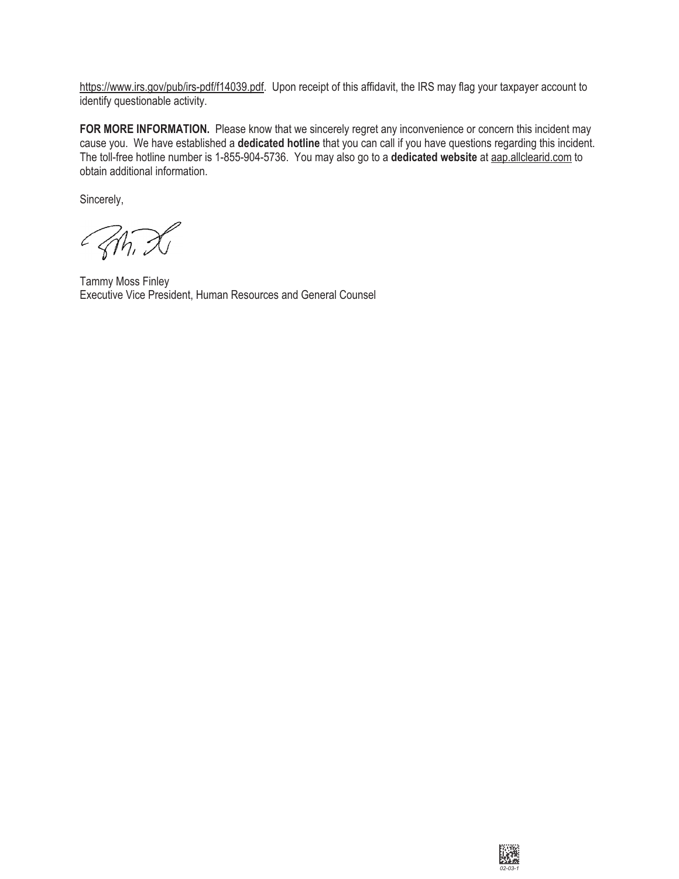https://www.irs.gov/pub/irs-pdf/f14039.pdf. Upon receipt of this affidavit, the IRS may flag your taxpayer account to identify questionable activity.

**FOR MORE INFORMATION.** Please know that we sincerely regret any inconvenience or concern this incident may cause you. We have established a **dedicated hotline** that you can call if you have questions regarding this incident. The toll-free hotline number is 1-855-904-5736. You may also go to a **dedicated website** at aap.allclearid.com to obtain additional information.

Sincerely,

Tammy Moss Finley
Executive Vice President, Human Resources and General Counsel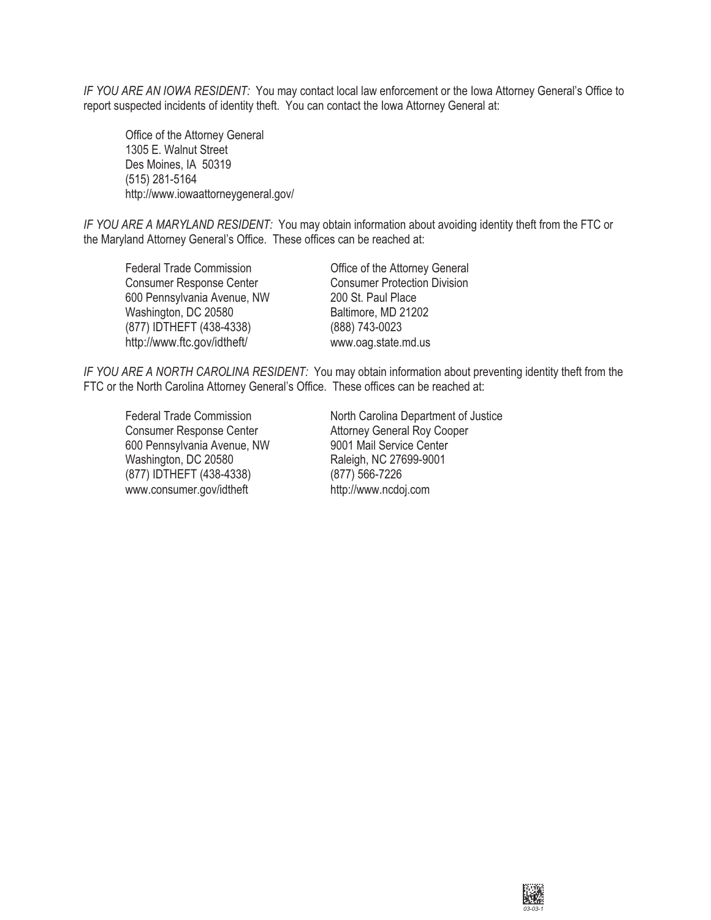*IF YOU ARE AN IOWA RESIDENT:* You may contact local law enforcement or the Iowa Attorney General's Office to report suspected incidents of identity theft. You can contact the Iowa Attorney General at:

Office of the Attorney General
1305 E. Walnut Street
Des Moines, IA 50319
(515) 281-5164
http://www.iowaattorneygeneral.gov/

*IF YOU ARE A MARYLAND RESIDENT:* You may obtain information about avoiding identity theft from the FTC or the Maryland Attorney General's Office. These offices can be reached at:

Federal Trade Commission
Consumer Response Center
600 Pennsylvania Avenue, NW
Washington, DC 20580
(877) IDTHEFT (438-4338)
http://www.ftc.gov/idtheft/

Office of the Attorney General
Consumer Protection Division
200 St. Paul Place
Baltimore, MD 21202
(888) 743-0023
www.oag.state.md.us

*IF YOU ARE A NORTH CAROLINA RESIDENT:* You may obtain information about preventing identity theft from the FTC or the North Carolina Attorney General's Office. These offices can be reached at:

Federal Trade Commission
Consumer Response Center
600 Pennsylvania Avenue, NW
Washington, DC 20580
(877) IDTHEFT (438-4338)
www.consumer.gov/idtheft

North Carolina Department of Justice
Attorney General Roy Cooper
9001 Mail Service Center
Raleigh, NC 27699-9001
(877) 566-7226
http://www.ncdoj.com